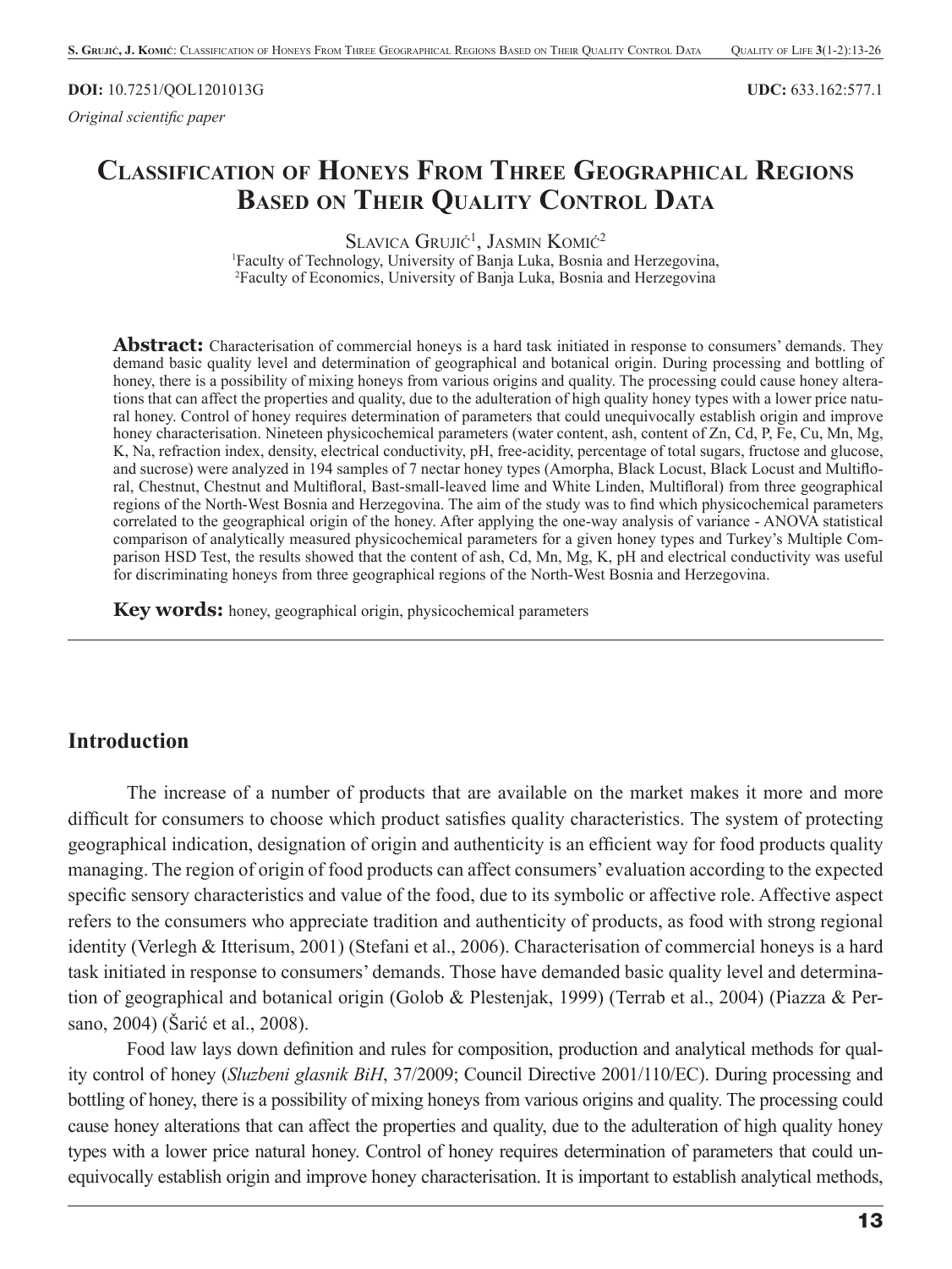**DOI:** 10.7251/QOL1201013G **UDC:** 633.162:577.1

*Original scientific paper*

# Classification of Honeys From Three Geographical Regions Based on Their Quality Control Data

Slavica Grujić[1], Jasmin Komić[2]

[1]Faculty of Technology, University of Banja Luka, Bosnia and Herzegovina,
[2]Faculty of Economics, University of Banja Luka, Bosnia and Herzegovina

**Abstract:** Characterisation of commercial honeys is a hard task initiated in response to consumers' demands. They demand basic quality level and determination of geographical and botanical origin. During processing and bottling of honey, there is a possibility of mixing honeys from various origins and quality. The processing could cause honey alterations that can affect the properties and quality, due to the adulteration of high quality honey types with a lower price natural honey. Control of honey requires determination of parameters that could unequivocally establish origin and improve honey characterisation. Nineteen physicochemical parameters (water content, ash, content of Zn, Cd, P, Fe, Cu, Mn, Mg, K, Na, refraction index, density, electrical conductivity, pH, free-acidity, percentage of total sugars, fructose and glucose, and sucrose) were analyzed in 194 samples of 7 nectar honey types (Amorpha, Black Locust, Black Locust and Multifloral, Chestnut, Chestnut and Multifloral, Bast-small-leaved lime and White Linden, Multifloral) from three geographical regions of the North-West Bosnia and Herzegovina. The aim of the study was to find which physicochemical parameters correlated to the geographical origin of the honey. After applying the one-way analysis of variance - ANOVA statistical comparison of analytically measured physicochemical parameters for a given honey types and Turkey's Multiple Comparison HSD Test, the results showed that the content of ash, Cd, Mn, Mg, K, pH and electrical conductivity was useful for discriminating honeys from three geographical regions of the North-West Bosnia and Herzegovina.

**Key words:** honey, geographical origin, physicochemical parameters

## Introduction

The increase of a number of products that are available on the market makes it more and more difficult for consumers to choose which product satisfies quality characteristics. The system of protecting geographical indication, designation of origin and authenticity is an efficient way for food products quality managing. The region of origin of food products can affect consumers' evaluation according to the expected specific sensory characteristics and value of the food, due to its symbolic or affective role. Affective aspect refers to the consumers who appreciate tradition and authenticity of products, as food with strong regional identity (Verlegh & Itterisum, 2001) (Stefani et al., 2006). Characterisation of commercial honeys is a hard task initiated in response to consumers' demands. Those have demanded basic quality level and determination of geographical and botanical origin (Golob & Plestenjak, 1999) (Terrab et al., 2004) (Piazza & Persano, 2004) (Šarić et al., 2008).

Food law lays down definition and rules for composition, production and analytical methods for quality control of honey (*Sluzbeni glasnik BiH*, 37/2009; Council Directive 2001/110/EC). During processing and bottling of honey, there is a possibility of mixing honeys from various origins and quality. The processing could cause honey alterations that can affect the properties and quality, due to the adulteration of high quality honey types with a lower price natural honey. Control of honey requires determination of parameters that could unequivocally establish origin and improve honey characterisation. It is important to establish analytical methods,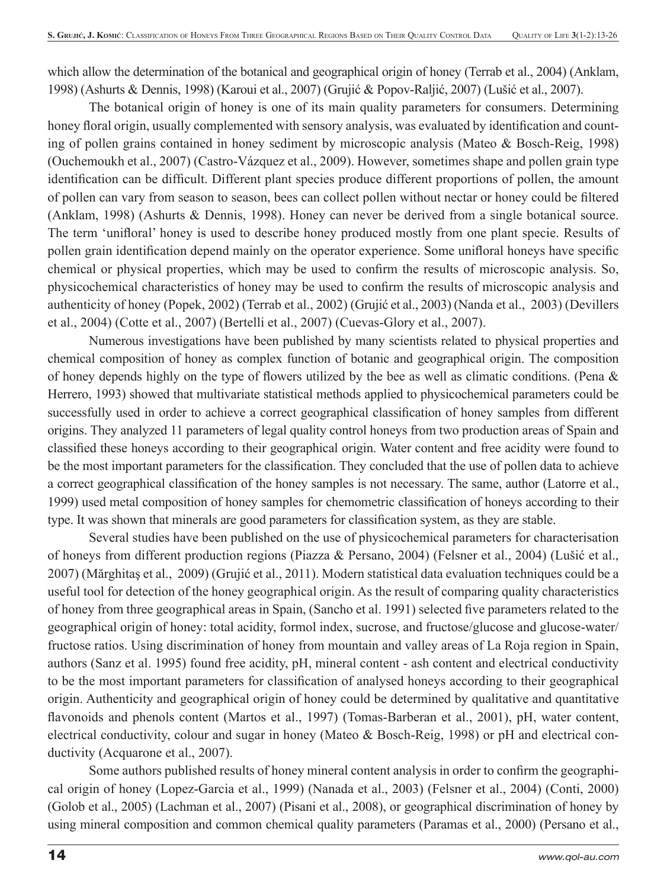which allow the determination of the botanical and geographical origin of honey (Terrab et al., 2004) (Anklam, 1998) (Ashurts & Dennis, 1998) (Karoui et al., 2007) (Grujić & Popov-Raljić, 2007) (Lušić et al., 2007).

The botanical origin of honey is one of its main quality parameters for consumers. Determining honey floral origin, usually complemented with sensory analysis, was evaluated by identification and counting of pollen grains contained in honey sediment by microscopic analysis (Mateo & Bosch-Reig, 1998) (Ouchemoukh et al., 2007) (Castro-Vázquez et al., 2009). However, sometimes shape and pollen grain type identification can be difficult. Different plant species produce different proportions of pollen, the amount of pollen can vary from season to season, bees can collect pollen without nectar or honey could be filtered (Anklam, 1998) (Ashurts & Dennis, 1998). Honey can never be derived from a single botanical source. The term 'unifloral' honey is used to describe honey produced mostly from one plant specie. Results of pollen grain identification depend mainly on the operator experience. Some unifloral honeys have specific chemical or physical properties, which may be used to confirm the results of microscopic analysis. So, physicochemical characteristics of honey may be used to confirm the results of microscopic analysis and authenticity of honey (Popek, 2002) (Terrab et al., 2002) (Grujić et al., 2003) (Nanda et al., 2003) (Devillers et al., 2004) (Cotte et al., 2007) (Bertelli et al., 2007) (Cuevas-Glory et al., 2007).

Numerous investigations have been published by many scientists related to physical properties and chemical composition of honey as complex function of botanic and geographical origin. The composition of honey depends highly on the type of flowers utilized by the bee as well as climatic conditions. (Pena & Herrero, 1993) showed that multivariate statistical methods applied to physicochemical parameters could be successfully used in order to achieve a correct geographical classification of honey samples from different origins. They analyzed 11 parameters of legal quality control honeys from two production areas of Spain and classified these honeys according to their geographical origin. Water content and free acidity were found to be the most important parameters for the classification. They concluded that the use of pollen data to achieve a correct geographical classification of the honey samples is not necessary. The same, author (Latorre et al., 1999) used metal composition of honey samples for chemometric classification of honeys according to their type. It was shown that minerals are good parameters for classification system, as they are stable.

Several studies have been published on the use of physicochemical parameters for characterisation of honeys from different production regions (Piazza & Persano, 2004) (Felsner et al., 2004) (Lušić et al., 2007) (Mărghitaş et al., 2009) (Grujić et al., 2011). Modern statistical data evaluation techniques could be a useful tool for detection of the honey geographical origin. As the result of comparing quality characteristics of honey from three geographical areas in Spain, (Sancho et al. 1991) selected five parameters related to the geographical origin of honey: total acidity, formol index, sucrose, and fructose/glucose and glucose-water/fructose ratios. Using discrimination of honey from mountain and valley areas of La Roja region in Spain, authors (Sanz et al. 1995) found free acidity, pH, mineral content - ash content and electrical conductivity to be the most important parameters for classification of analysed honeys according to their geographical origin. Authenticity and geographical origin of honey could be determined by qualitative and quantitative flavonoids and phenols content (Martos et al., 1997) (Tomas-Barberan et al., 2001), pH, water content, electrical conductivity, colour and sugar in honey (Mateo & Bosch-Reig, 1998) or pH and electrical conductivity (Acquarone et al., 2007).

Some authors published results of honey mineral content analysis in order to confirm the geographical origin of honey (Lopez-Garcia et al., 1999) (Nanada et al., 2003) (Felsner et al., 2004) (Conti, 2000) (Golob et al., 2005) (Lachman et al., 2007) (Pisani et al., 2008), or geographical discrimination of honey by using mineral composition and common chemical quality parameters (Paramas et al., 2000) (Persano et al.,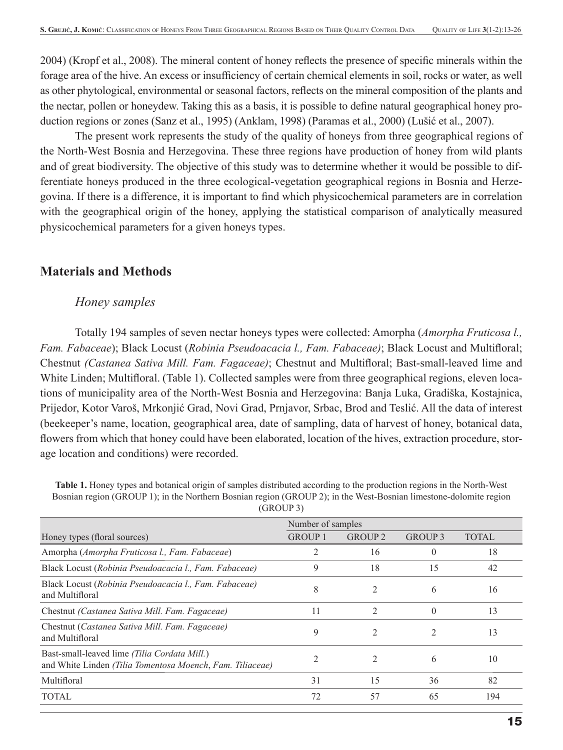2004) (Kropf et al., 2008). The mineral content of honey reflects the presence of specific minerals within the forage area of the hive. An excess or insufficiency of certain chemical elements in soil, rocks or water, as well as other phytological, environmental or seasonal factors, reflects on the mineral composition of the plants and the nectar, pollen or honeydew. Taking this as a basis, it is possible to define natural geographical honey production regions or zones (Sanz et al., 1995) (Anklam, 1998) (Paramas et al., 2000) (Lušić et al., 2007).

The present work represents the study of the quality of honeys from three geographical regions of the North-West Bosnia and Herzegovina. These three regions have production of honey from wild plants and of great biodiversity. The objective of this study was to determine whether it would be possible to differentiate honeys produced in the three ecological-vegetation geographical regions in Bosnia and Herzegovina. If there is a difference, it is important to find which physicochemical parameters are in correlation with the geographical origin of the honey, applying the statistical comparison of analytically measured physicochemical parameters for a given honeys types.

## Materials and Methods

### *Honey samples*

Totally 194 samples of seven nectar honeys types were collected: Amorpha (*Amorpha Fruticosa l., Fam. Fabaceae*); Black Locust (*Robinia Pseudoacacia l., Fam. Fabaceae)*; Black Locust and Multifloral; Chestnut *(Castanea Sativa Mill. Fam. Fagaceae)*; Chestnut and Multifloral; Bast-small-leaved lime and White Linden; Multifloral. (Table 1). Collected samples were from three geographical regions, eleven locations of municipality area of the North-West Bosnia and Herzegovina: Banja Luka, Gradiška, Kostajnica, Prijedor, Kotor Varoš, Mrkonjić Grad, Novi Grad, Prnjavor, Srbac, Brod and Teslić. All the data of interest (beekeeper's name, location, geographical area, date of sampling, data of harvest of honey, botanical data, flowers from which that honey could have been elaborated, location of the hives, extraction procedure, storage location and conditions) were recorded.

**Table 1.** Honey types and botanical origin of samples distributed according to the production regions in the North-West Bosnian region (GROUP 1); in the Northern Bosnian region (GROUP 2); in the West-Bosnian limestone-dolomite region (GROUP 3)

| | Number of samples | | | |
|---|---|---|---|---|
| Honey types (floral sources) | GROUP 1 | GROUP 2 | GROUP 3 | TOTAL |
| Amorpha (*Amorpha Fruticosa l., Fam. Fabaceae*) | 2 | 16 | 0 | 18 |
| Black Locust (*Robinia Pseudoacacia l., Fam. Fabaceae)* | 9 | 18 | 15 | 42 |
| Black Locust (*Robinia Pseudoacacia l., Fam. Fabaceae)* and Multifloral | 8 | 2 | 6 | 16 |
| Chestnut *(Castanea Sativa Mill. Fam. Fagaceae)* | 11 | 2 | 0 | 13 |
| Chestnut (*Castanea Sativa Mill. Fam. Fagaceae)* and Multifloral | 9 | 2 | 2 | 13 |
| Bast-small-leaved lime *(Tilia Cordata Mill.*) and White Linden *(Tilia Tomentosa Moench*, *Fam. Tiliaceae)* | 2 | 2 | 6 | 10 |
| Multifloral | 31 | 15 | 36 | 82 |
| TOTAL | 72 | 57 | 65 | 194 |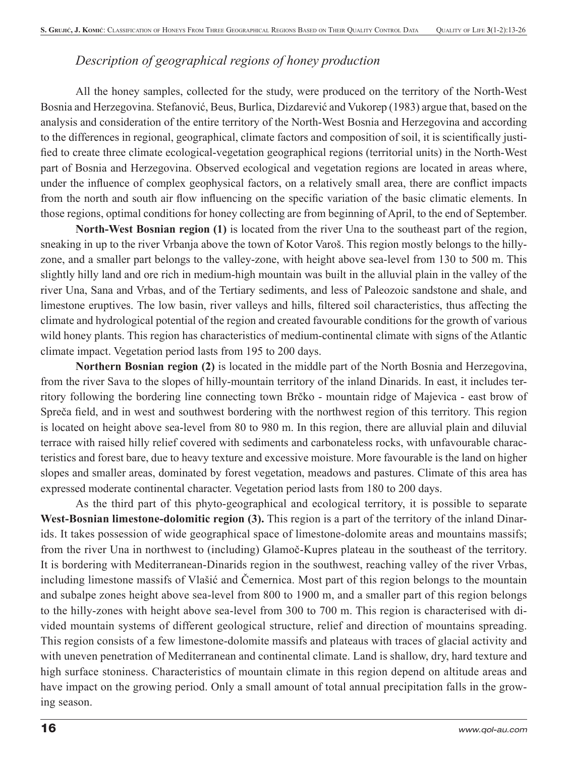### *Description of geographical regions of honey production*

All the honey samples, collected for the study, were produced on the territory of the North-West Bosnia and Herzegovina. Stefanović, Beus, Burlica, Dizdarević and Vukorep (1983) argue that, based on the analysis and consideration of the entire territory of the North-West Bosnia and Herzegovina and according to the differences in regional, geographical, climate factors and composition of soil, it is scientifically justified to create three climate ecological-vegetation geographical regions (territorial units) in the North-West part of Bosnia and Herzegovina. Observed ecological and vegetation regions are located in areas where, under the influence of complex geophysical factors, on a relatively small area, there are conflict impacts from the north and south air flow influencing on the specific variation of the basic climatic elements. In those regions, optimal conditions for honey collecting are from beginning of April, to the end of September.

**North-West Bosnian region (1)** is located from the river Una to the southeast part of the region, sneaking in up to the river Vrbanja above the town of Kotor Varoš. This region mostly belongs to the hilly-zone, and a smaller part belongs to the valley-zone, with height above sea-level from 130 to 500 m. This slightly hilly land and ore rich in medium-high mountain was built in the alluvial plain in the valley of the river Una, Sana and Vrbas, and of the Tertiary sediments, and less of Paleozoic sandstone and shale, and limestone eruptives. The low basin, river valleys and hills, filtered soil characteristics, thus affecting the climate and hydrological potential of the region and created favourable conditions for the growth of various wild honey plants. This region has characteristics of medium-continental climate with signs of the Atlantic climate impact. Vegetation period lasts from 195 to 200 days.

**Northern Bosnian region (2)** is located in the middle part of the North Bosnia and Herzegovina, from the river Sava to the slopes of hilly-mountain territory of the inland Dinarids. In east, it includes territory following the bordering line connecting town Brčko - mountain ridge of Majevica - east brow of Spreča field, and in west and southwest bordering with the northwest region of this territory. This region is located on height above sea-level from 80 to 980 m. In this region, there are alluvial plain and diluvial terrace with raised hilly relief covered with sediments and carbonateless rocks, with unfavourable characteristics and forest bare, due to heavy texture and excessive moisture. More favourable is the land on higher slopes and smaller areas, dominated by forest vegetation, meadows and pastures. Climate of this area has expressed moderate continental character. Vegetation period lasts from 180 to 200 days.

As the third part of this phyto-geographical and ecological territory, it is possible to separate **West-Bosnian limestone-dolomitic region (3).** This region is a part of the territory of the inland Dinarids. It takes possession of wide geographical space of limestone-dolomite areas and mountains massifs; from the river Una in northwest to (including) Glamoč-Kupres plateau in the southeast of the territory. It is bordering with Mediterranean-Dinarids region in the southwest, reaching valley of the river Vrbas, including limestone massifs of Vlašić and Čemernica. Most part of this region belongs to the mountain and subalpe zones height above sea-level from 800 to 1900 m, and a smaller part of this region belongs to the hilly-zones with height above sea-level from 300 to 700 m. This region is characterised with divided mountain systems of different geological structure, relief and direction of mountains spreading. This region consists of a few limestone-dolomite massifs and plateaus with traces of glacial activity and with uneven penetration of Mediterranean and continental climate. Land is shallow, dry, hard texture and high surface stoniness. Characteristics of mountain climate in this region depend on altitude areas and have impact on the growing period. Only a small amount of total annual precipitation falls in the growing season.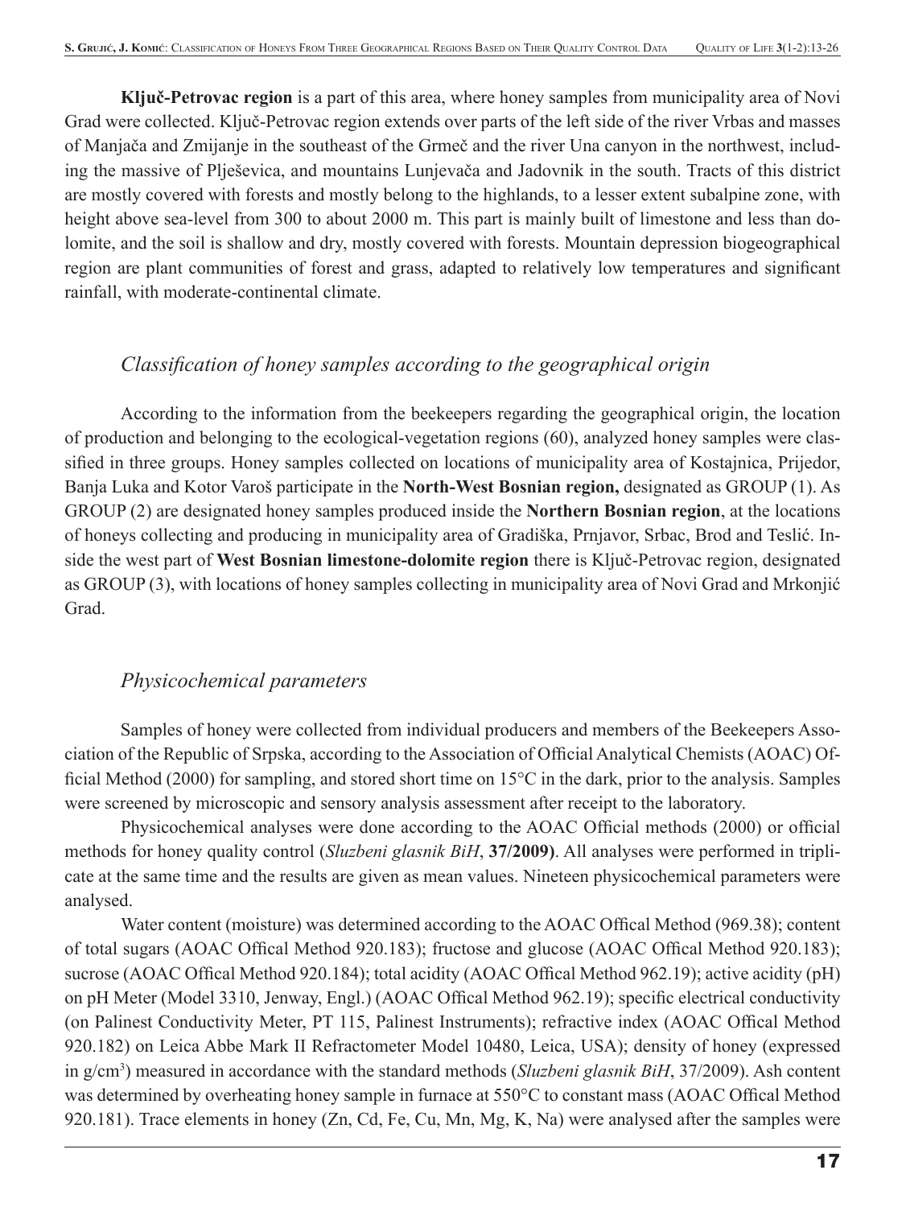**Ključ-Petrovac region** is a part of this area, where honey samples from municipality area of Novi Grad were collected. Ključ-Petrovac region extends over parts of the left side of the river Vrbas and masses of Manjača and Zmijanje in the southeast of the Grmeč and the river Una canyon in the northwest, including the massive of Plješevica, and mountains Lunjevača and Jadovnik in the south. Tracts of this district are mostly covered with forests and mostly belong to the highlands, to a lesser extent subalpine zone, with height above sea-level from 300 to about 2000 m. This part is mainly built of limestone and less than dolomite, and the soil is shallow and dry, mostly covered with forests. Mountain depression biogeographical region are plant communities of forest and grass, adapted to relatively low temperatures and significant rainfall, with moderate-continental climate.

### *Classification of honey samples according to the geographical origin*

According to the information from the beekeepers regarding the geographical origin, the location of production and belonging to the ecological-vegetation regions (60), analyzed honey samples were classified in three groups. Honey samples collected on locations of municipality area of Kostajnica, Prijedor, Banja Luka and Kotor Varoš participate in the **North-West Bosnian region,** designated as GROUP (1). As GROUP (2) are designated honey samples produced inside the **Northern Bosnian region**, at the locations of honeys collecting and producing in municipality area of Gradiška, Prnjavor, Srbac, Brod and Teslić. Inside the west part of **West Bosnian limestone-dolomite region** there is Ključ-Petrovac region, designated as GROUP (3), with locations of honey samples collecting in municipality area of Novi Grad and Mrkonjić Grad.

### *Physicochemical parameters*

Samples of honey were collected from individual producers and members of the Beekeepers Association of the Republic of Srpska, according to the Association of Official Analytical Chemists (AOAC) Official Method (2000) for sampling, and stored short time on 15°C in the dark, prior to the analysis. Samples were screened by microscopic and sensory analysis assessment after receipt to the laboratory.

Physicochemical analyses were done according to the AOAC Official methods (2000) or official methods for honey quality control (*Sluzbeni glasnik BiH*, **37/2009)**. All analyses were performed in triplicate at the same time and the results are given as mean values. Nineteen physicochemical parameters were analysed.

Water content (moisture) was determined according to the AOAC Offical Method (969.38); content of total sugars (AOAC Offical Method 920.183); fructose and glucose (AOAC Offical Method 920.183); sucrose (AOAC Offical Method 920.184); total acidity (AOAC Offical Method 962.19); active acidity (pH) on pH Meter (Model 3310, Jenway, Engl.) (AOAC Offical Method 962.19); specific electrical conductivity (on Palinest Conductivity Meter, PT 115, Palinest Instruments); refractive index (AOAC Offical Method 920.182) on Leica Abbe Mark II Refractometer Model 10480, Leica, USA); density of honey (expressed in g/cm$^3$) measured in accordance with the standard methods (*Sluzbeni glasnik BiH*, 37/2009). Ash content was determined by overheating honey sample in furnace at 550°C to constant mass (AOAC Offical Method 920.181). Trace elements in honey (Zn, Cd, Fe, Cu, Mn, Mg, K, Na) were analysed after the samples were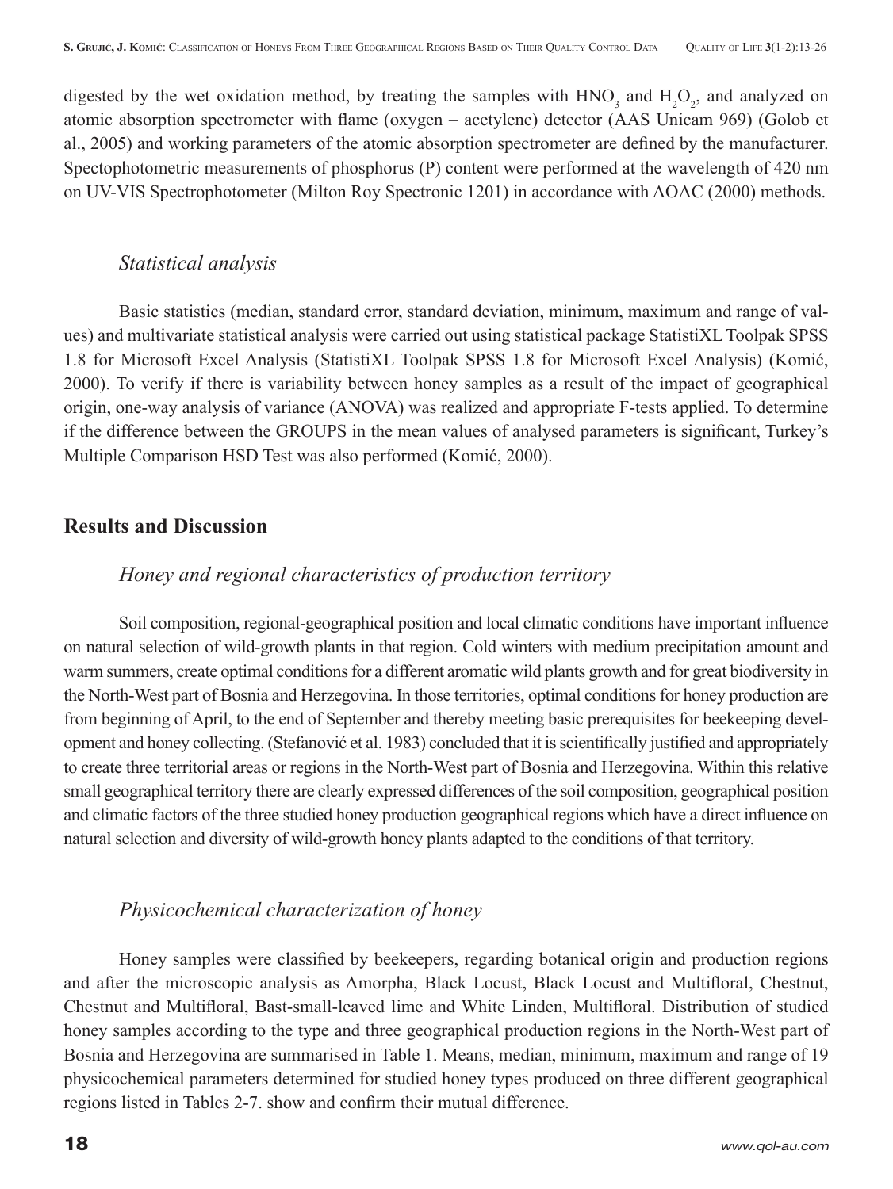digested by the wet oxidation method, by treating the samples with $HNO_3$ and $H_2O_2$, and analyzed on atomic absorption spectrometer with flame (oxygen – acetylene) detector (AAS Unicam 969) (Golob et al., 2005) and working parameters of the atomic absorption spectrometer are defined by the manufacturer. Spectophotometric measurements of phosphorus (P) content were performed at the wavelength of 420 nm on UV-VIS Spectrophotometer (Milton Roy Spectronic 1201) in accordance with AOAC (2000) methods.

### *Statistical analysis*

Basic statistics (median, standard error, standard deviation, minimum, maximum and range of values) and multivariate statistical analysis were carried out using statistical package StatistiXL Toolpak SPSS 1.8 for Microsoft Excel Analysis (StatistiXL Toolpak SPSS 1.8 for Microsoft Excel Analysis) (Komić, 2000). To verify if there is variability between honey samples as a result of the impact of geographical origin, one-way analysis of variance (ANOVA) was realized and appropriate F-tests applied. To determine if the difference between the GROUPS in the mean values of analysed parameters is significant, Turkey's Multiple Comparison HSD Test was also performed (Komić, 2000).

## Results and Discussion

### *Honey and regional characteristics of production territory*

Soil composition, regional-geographical position and local climatic conditions have important influence on natural selection of wild-growth plants in that region. Cold winters with medium precipitation amount and warm summers, create optimal conditions for a different aromatic wild plants growth and for great biodiversity in the North-West part of Bosnia and Herzegovina. In those territories, optimal conditions for honey production are from beginning of April, to the end of September and thereby meeting basic prerequisites for beekeeping development and honey collecting. (Stefanović et al. 1983) concluded that it is scientifically justified and appropriately to create three territorial areas or regions in the North-West part of Bosnia and Herzegovina. Within this relative small geographical territory there are clearly expressed differences of the soil composition, geographical position and climatic factors of the three studied honey production geographical regions which have a direct influence on natural selection and diversity of wild-growth honey plants adapted to the conditions of that territory.

### *Physicochemical characterization of honey*

Honey samples were classified by beekeepers, regarding botanical origin and production regions and after the microscopic analysis as Amorpha, Black Locust, Black Locust and Multifloral, Chestnut, Chestnut and Multifloral, Bast-small-leaved lime and White Linden, Multifloral. Distribution of studied honey samples according to the type and three geographical production regions in the North-West part of Bosnia and Herzegovina are summarised in Table 1. Means, median, minimum, maximum and range of 19 physicochemical parameters determined for studied honey types produced on three different geographical regions listed in Tables 2-7. show and confirm their mutual difference.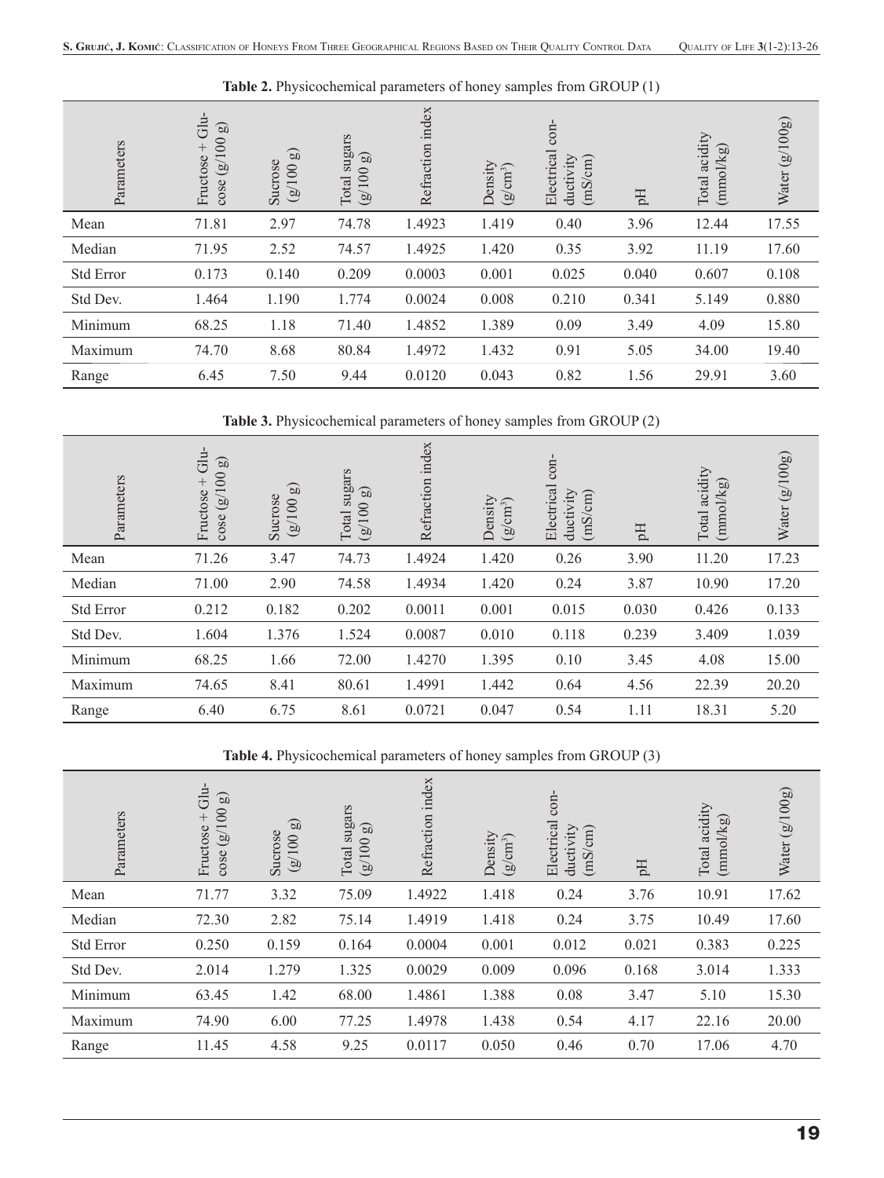**Table 2.** Physicochemical parameters of honey samples from GROUP (1)

| Parameters | Fructose + Glucose (g/100 g) | Sucrose (g/100 g) | Total sugars (g/100 g) | Refraction index | Density (g/cm$^3$) | Electrical conductivity (mS/cm) | pH | Total acidity (mmol/kg) | Water (g/100g) |
|---|---|---|---|---|---|---|---|---|---|
| Mean | 71.81 | 2.97 | 74.78 | 1.4923 | 1.419 | 0.40 | 3.96 | 12.44 | 17.55 |
| Median | 71.95 | 2.52 | 74.57 | 1.4925 | 1.420 | 0.35 | 3.92 | 11.19 | 17.60 |
| Std Error | 0.173 | 0.140 | 0.209 | 0.0003 | 0.001 | 0.025 | 0.040 | 0.607 | 0.108 |
| Std Dev. | 1.464 | 1.190 | 1.774 | 0.0024 | 0.008 | 0.210 | 0.341 | 5.149 | 0.880 |
| Minimum | 68.25 | 1.18 | 71.40 | 1.4852 | 1.389 | 0.09 | 3.49 | 4.09 | 15.80 |
| Maximum | 74.70 | 8.68 | 80.84 | 1.4972 | 1.432 | 0.91 | 5.05 | 34.00 | 19.40 |
| Range | 6.45 | 7.50 | 9.44 | 0.0120 | 0.043 | 0.82 | 1.56 | 29.91 | 3.60 |

**Table 3.** Physicochemical parameters of honey samples from GROUP (2)

| Parameters | Fructose + Glucose (g/100 g) | Sucrose (g/100 g) | Total sugars (g/100 g) | Refraction index | Density (g/cm$^3$) | Electrical conductivity (mS/cm) | pH | Total acidity (mmol/kg) | Water (g/100g) |
|---|---|---|---|---|---|---|---|---|---|
| Mean | 71.26 | 3.47 | 74.73 | 1.4924 | 1.420 | 0.26 | 3.90 | 11.20 | 17.23 |
| Median | 71.00 | 2.90 | 74.58 | 1.4934 | 1.420 | 0.24 | 3.87 | 10.90 | 17.20 |
| Std Error | 0.212 | 0.182 | 0.202 | 0.0011 | 0.001 | 0.015 | 0.030 | 0.426 | 0.133 |
| Std Dev. | 1.604 | 1.376 | 1.524 | 0.0087 | 0.010 | 0.118 | 0.239 | 3.409 | 1.039 |
| Minimum | 68.25 | 1.66 | 72.00 | 1.4270 | 1.395 | 0.10 | 3.45 | 4.08 | 15.00 |
| Maximum | 74.65 | 8.41 | 80.61 | 1.4991 | 1.442 | 0.64 | 4.56 | 22.39 | 20.20 |
| Range | 6.40 | 6.75 | 8.61 | 0.0721 | 0.047 | 0.54 | 1.11 | 18.31 | 5.20 |

**Table 4.** Physicochemical parameters of honey samples from GROUP (3)

| Parameters | Fructose + Glucose (g/100 g) | Sucrose (g/100 g) | Total sugars (g/100 g) | Refraction index | Density (g/cm$^3$) | Electrical conductivity (mS/cm) | pH | Total acidity (mmol/kg) | Water (g/100g) |
|---|---|---|---|---|---|---|---|---|---|
| Mean | 71.77 | 3.32 | 75.09 | 1.4922 | 1.418 | 0.24 | 3.76 | 10.91 | 17.62 |
| Median | 72.30 | 2.82 | 75.14 | 1.4919 | 1.418 | 0.24 | 3.75 | 10.49 | 17.60 |
| Std Error | 0.250 | 0.159 | 0.164 | 0.0004 | 0.001 | 0.012 | 0.021 | 0.383 | 0.225 |
| Std Dev. | 2.014 | 1.279 | 1.325 | 0.0029 | 0.009 | 0.096 | 0.168 | 3.014 | 1.333 |
| Minimum | 63.45 | 1.42 | 68.00 | 1.4861 | 1.388 | 0.08 | 3.47 | 5.10 | 15.30 |
| Maximum | 74.90 | 6.00 | 77.25 | 1.4978 | 1.438 | 0.54 | 4.17 | 22.16 | 20.00 |
| Range | 11.45 | 4.58 | 9.25 | 0.0117 | 0.050 | 0.46 | 0.70 | 17.06 | 4.70 |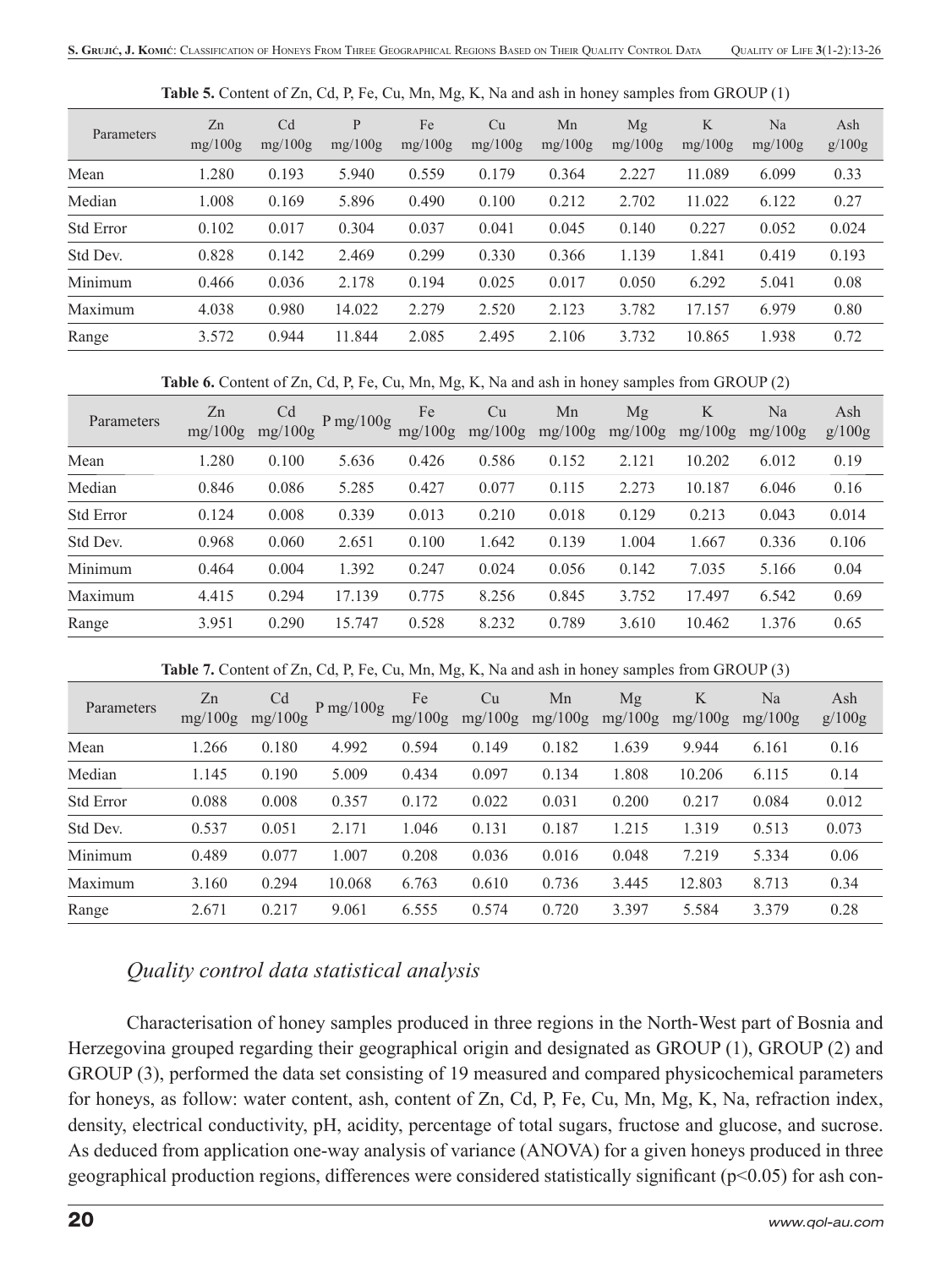**Table 5.** Content of Zn, Cd, P, Fe, Cu, Mn, Mg, K, Na and ash in honey samples from GROUP (1)

| Parameters | Zn mg/100g | Cd mg/100g | P mg/100g | Fe mg/100g | Cu mg/100g | Mn mg/100g | Mg mg/100g | K mg/100g | Na mg/100g | Ash g/100g |
|---|---|---|---|---|---|---|---|---|---|---|
| Mean | 1.280 | 0.193 | 5.940 | 0.559 | 0.179 | 0.364 | 2.227 | 11.089 | 6.099 | 0.33 |
| Median | 1.008 | 0.169 | 5.896 | 0.490 | 0.100 | 0.212 | 2.702 | 11.022 | 6.122 | 0.27 |
| Std Error | 0.102 | 0.017 | 0.304 | 0.037 | 0.041 | 0.045 | 0.140 | 0.227 | 0.052 | 0.024 |
| Std Dev. | 0.828 | 0.142 | 2.469 | 0.299 | 0.330 | 0.366 | 1.139 | 1.841 | 0.419 | 0.193 |
| Minimum | 0.466 | 0.036 | 2.178 | 0.194 | 0.025 | 0.017 | 0.050 | 6.292 | 5.041 | 0.08 |
| Maximum | 4.038 | 0.980 | 14.022 | 2.279 | 2.520 | 2.123 | 3.782 | 17.157 | 6.979 | 0.80 |
| Range | 3.572 | 0.944 | 11.844 | 2.085 | 2.495 | 2.106 | 3.732 | 10.865 | 1.938 | 0.72 |

**Table 6.** Content of Zn, Cd, P, Fe, Cu, Mn, Mg, K, Na and ash in honey samples from GROUP (2)

| Parameters | Zn mg/100g | Cd mg/100g | P mg/100g | Fe mg/100g | Cu mg/100g | Mn mg/100g | Mg mg/100g | K mg/100g | Na mg/100g | Ash g/100g |
|---|---|---|---|---|---|---|---|---|---|---|
| Mean | 1.280 | 0.100 | 5.636 | 0.426 | 0.586 | 0.152 | 2.121 | 10.202 | 6.012 | 0.19 |
| Median | 0.846 | 0.086 | 5.285 | 0.427 | 0.077 | 0.115 | 2.273 | 10.187 | 6.046 | 0.16 |
| Std Error | 0.124 | 0.008 | 0.339 | 0.013 | 0.210 | 0.018 | 0.129 | 0.213 | 0.043 | 0.014 |
| Std Dev. | 0.968 | 0.060 | 2.651 | 0.100 | 1.642 | 0.139 | 1.004 | 1.667 | 0.336 | 0.106 |
| Minimum | 0.464 | 0.004 | 1.392 | 0.247 | 0.024 | 0.056 | 0.142 | 7.035 | 5.166 | 0.04 |
| Maximum | 4.415 | 0.294 | 17.139 | 0.775 | 8.256 | 0.845 | 3.752 | 17.497 | 6.542 | 0.69 |
| Range | 3.951 | 0.290 | 15.747 | 0.528 | 8.232 | 0.789 | 3.610 | 10.462 | 1.376 | 0.65 |

**Table 7.** Content of Zn, Cd, P, Fe, Cu, Mn, Mg, K, Na and ash in honey samples from GROUP (3)

| Parameters | Zn mg/100g | Cd mg/100g | P mg/100g | Fe mg/100g | Cu mg/100g | Mn mg/100g | Mg mg/100g | K mg/100g | Na mg/100g | Ash g/100g |
|---|---|---|---|---|---|---|---|---|---|---|
| Mean | 1.266 | 0.180 | 4.992 | 0.594 | 0.149 | 0.182 | 1.639 | 9.944 | 6.161 | 0.16 |
| Median | 1.145 | 0.190 | 5.009 | 0.434 | 0.097 | 0.134 | 1.808 | 10.206 | 6.115 | 0.14 |
| Std Error | 0.088 | 0.008 | 0.357 | 0.172 | 0.022 | 0.031 | 0.200 | 0.217 | 0.084 | 0.012 |
| Std Dev. | 0.537 | 0.051 | 2.171 | 1.046 | 0.131 | 0.187 | 1.215 | 1.319 | 0.513 | 0.073 |
| Minimum | 0.489 | 0.077 | 1.007 | 0.208 | 0.036 | 0.016 | 0.048 | 7.219 | 5.334 | 0.06 |
| Maximum | 3.160 | 0.294 | 10.068 | 6.763 | 0.610 | 0.736 | 3.445 | 12.803 | 8.713 | 0.34 |
| Range | 2.671 | 0.217 | 9.061 | 6.555 | 0.574 | 0.720 | 3.397 | 5.584 | 3.379 | 0.28 |

## *Quality control data statistical analysis*

Characterisation of honey samples produced in three regions in the North-West part of Bosnia and Herzegovina grouped regarding their geographical origin and designated as GROUP (1), GROUP (2) and GROUP (3), performed the data set consisting of 19 measured and compared physicochemical parameters for honeys, as follow: water content, ash, content of Zn, Cd, P, Fe, Cu, Mn, Mg, K, Na, refraction index, density, electrical conductivity, pH, acidity, percentage of total sugars, fructose and glucose, and sucrose. As deduced from application one-way analysis of variance (ANOVA) for a given honeys produced in three geographical production regions, differences were considered statistically significant ($p<0.05$) for ash con-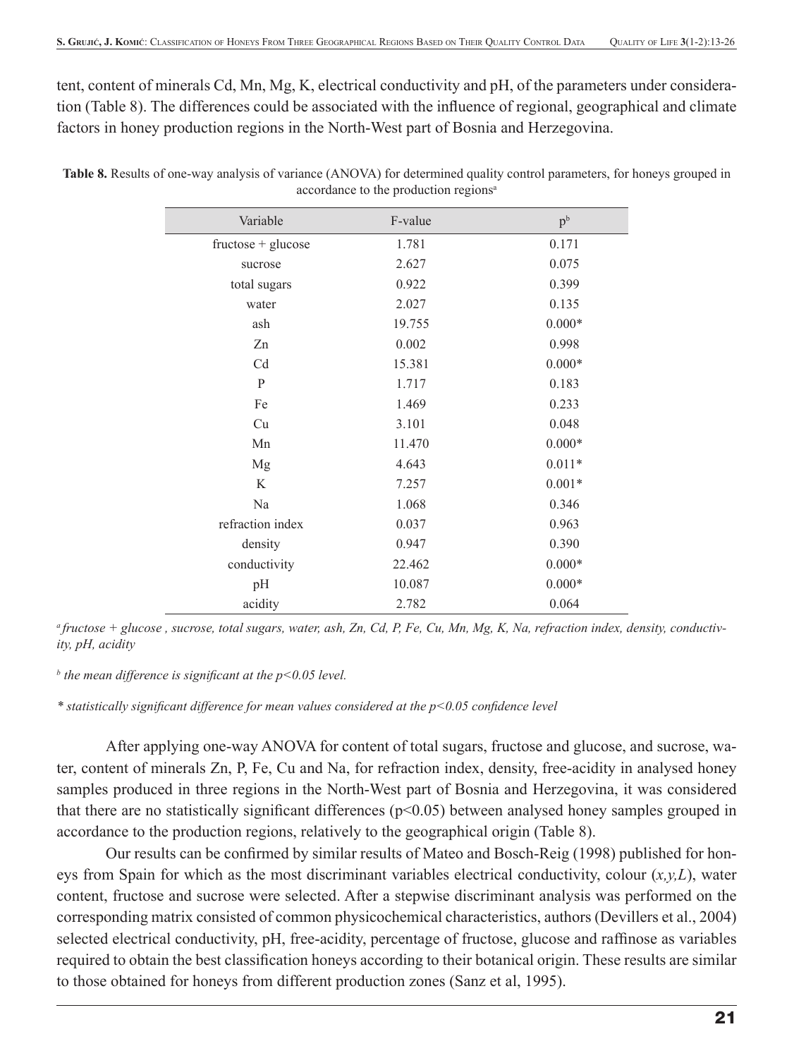tent, content of minerals Cd, Mn, Mg, K, electrical conductivity and pH, of the parameters under consideration (Table 8). The differences could be associated with the influence of regional, geographical and climate factors in honey production regions in the North-West part of Bosnia and Herzegovina.

**Table 8.** Results of one-way analysis of variance (ANOVA) for determined quality control parameters, for honeys grouped in accordance to the production regions[a]

| Variable | F-value | p[b] |
|---|---|---|
| fructose + glucose | 1.781 | 0.171 |
| sucrose | 2.627 | 0.075 |
| total sugars | 0.922 | 0.399 |
| water | 2.027 | 0.135 |
| ash | 19.755 | 0.000* |
| Zn | 0.002 | 0.998 |
| Cd | 15.381 | 0.000* |
| P | 1.717 | 0.183 |
| Fe | 1.469 | 0.233 |
| Cu | 3.101 | 0.048 |
| Mn | 11.470 | 0.000* |
| Mg | 4.643 | 0.011* |
| K | 7.257 | 0.001* |
| Na | 1.068 | 0.346 |
| refraction index | 0.037 | 0.963 |
| density | 0.947 | 0.390 |
| conductivity | 22.462 | 0.000* |
| pH | 10.087 | 0.000* |
| acidity | 2.782 | 0.064 |

[a] *fructose + glucose , sucrose, total sugars, water, ash, Zn, Cd, P, Fe, Cu, Mn, Mg, K, Na, refraction index, density, conductivity, pH, acidity*

[b] *the mean difference is significant at the $p<0.05$ level.*

*\* statistically significant difference for mean values considered at the $p<0.05$ confidence level*

After applying one-way ANOVA for content of total sugars, fructose and glucose, and sucrose, water, content of minerals Zn, P, Fe, Cu and Na, for refraction index, density, free-acidity in analysed honey samples produced in three regions in the North-West part of Bosnia and Herzegovina, it was considered that there are no statistically significant differences ($p<0.05$) between analysed honey samples grouped in accordance to the production regions, relatively to the geographical origin (Table 8).

Our results can be confirmed by similar results of Mateo and Bosch-Reig (1998) published for honeys from Spain for which as the most discriminant variables electrical conductivity, colour ($x,y,L$), water content, fructose and sucrose were selected. After a stepwise discriminant analysis was performed on the corresponding matrix consisted of common physicochemical characteristics, authors (Devillers et al., 2004) selected electrical conductivity, pH, free-acidity, percentage of fructose, glucose and raffinose as variables required to obtain the best classification honeys according to their botanical origin. These results are similar to those obtained for honeys from different production zones (Sanz et al, 1995).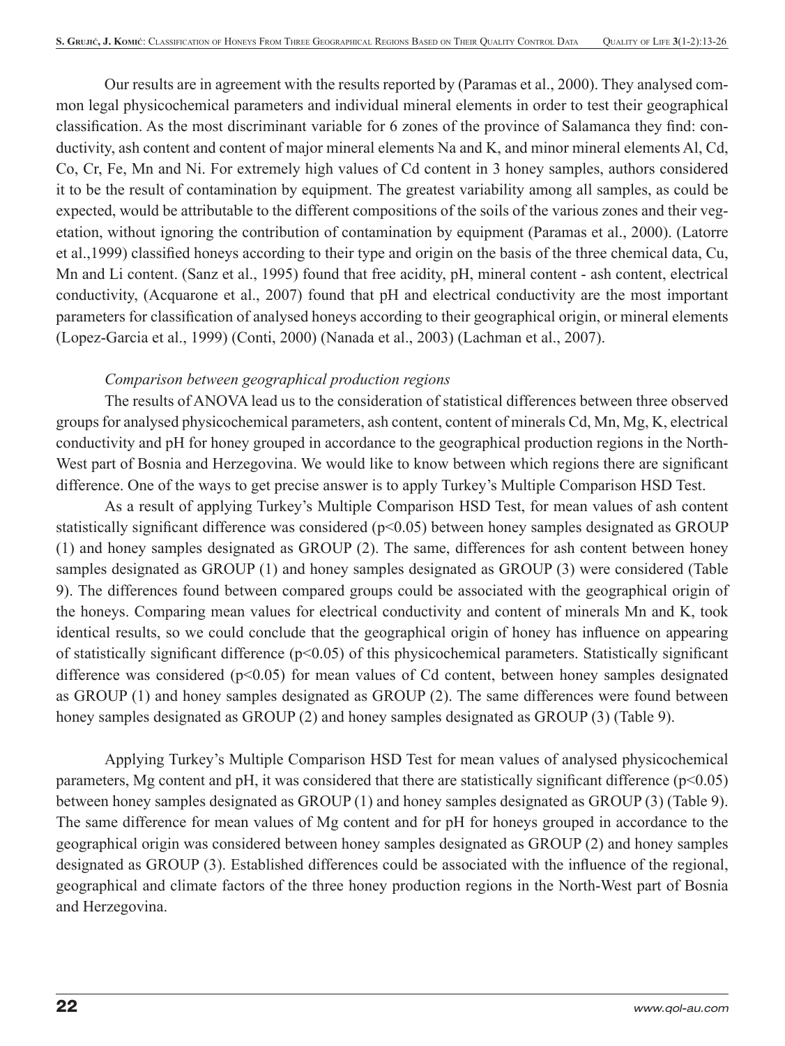Our results are in agreement with the results reported by (Paramas et al., 2000). They analysed common legal physicochemical parameters and individual mineral elements in order to test their geographical classification. As the most discriminant variable for 6 zones of the province of Salamanca they find: conductivity, ash content and content of major mineral elements Na and K, and minor mineral elements Al, Cd, Co, Cr, Fe, Mn and Ni. For extremely high values of Cd content in 3 honey samples, authors considered it to be the result of contamination by equipment. The greatest variability among all samples, as could be expected, would be attributable to the different compositions of the soils of the various zones and their vegetation, without ignoring the contribution of contamination by equipment (Paramas et al., 2000). (Latorre et al.,1999) classified honeys according to their type and origin on the basis of the three chemical data, Cu, Mn and Li content. (Sanz et al., 1995) found that free acidity, pH, mineral content - ash content, electrical conductivity, (Acquarone et al., 2007) found that pH and electrical conductivity are the most important parameters for classification of analysed honeys according to their geographical origin, or mineral elements (Lopez-Garcia et al., 1999) (Conti, 2000) (Nanada et al., 2003) (Lachman et al., 2007).

*Comparison between geographical production regions*

The results of ANOVA lead us to the consideration of statistical differences between three observed groups for analysed physicochemical parameters, ash content, content of minerals Cd, Mn, Mg, K, electrical conductivity and pH for honey grouped in accordance to the geographical production regions in the North-West part of Bosnia and Herzegovina. We would like to know between which regions there are significant difference. One of the ways to get precise answer is to apply Turkey's Multiple Comparison HSD Test.

As a result of applying Turkey's Multiple Comparison HSD Test, for mean values of ash content statistically significant difference was considered ($p<0.05$) between honey samples designated as GROUP (1) and honey samples designated as GROUP (2). The same, differences for ash content between honey samples designated as GROUP (1) and honey samples designated as GROUP (3) were considered (Table 9). The differences found between compared groups could be associated with the geographical origin of the honeys. Comparing mean values for electrical conductivity and content of minerals Mn and K, took identical results, so we could conclude that the geographical origin of honey has influence on appearing of statistically significant difference ($p<0.05$) of this physicochemical parameters. Statistically significant difference was considered ($p<0.05$) for mean values of Cd content, between honey samples designated as GROUP (1) and honey samples designated as GROUP (2). The same differences were found between honey samples designated as GROUP (2) and honey samples designated as GROUP (3) (Table 9).

Applying Turkey's Multiple Comparison HSD Test for mean values of analysed physicochemical parameters, Mg content and pH, it was considered that there are statistically significant difference ($p<0.05$) between honey samples designated as GROUP (1) and honey samples designated as GROUP (3) (Table 9). The same difference for mean values of Mg content and for pH for honeys grouped in accordance to the geographical origin was considered between honey samples designated as GROUP (2) and honey samples designated as GROUP (3). Established differences could be associated with the influence of the regional, geographical and climate factors of the three honey production regions in the North-West part of Bosnia and Herzegovina.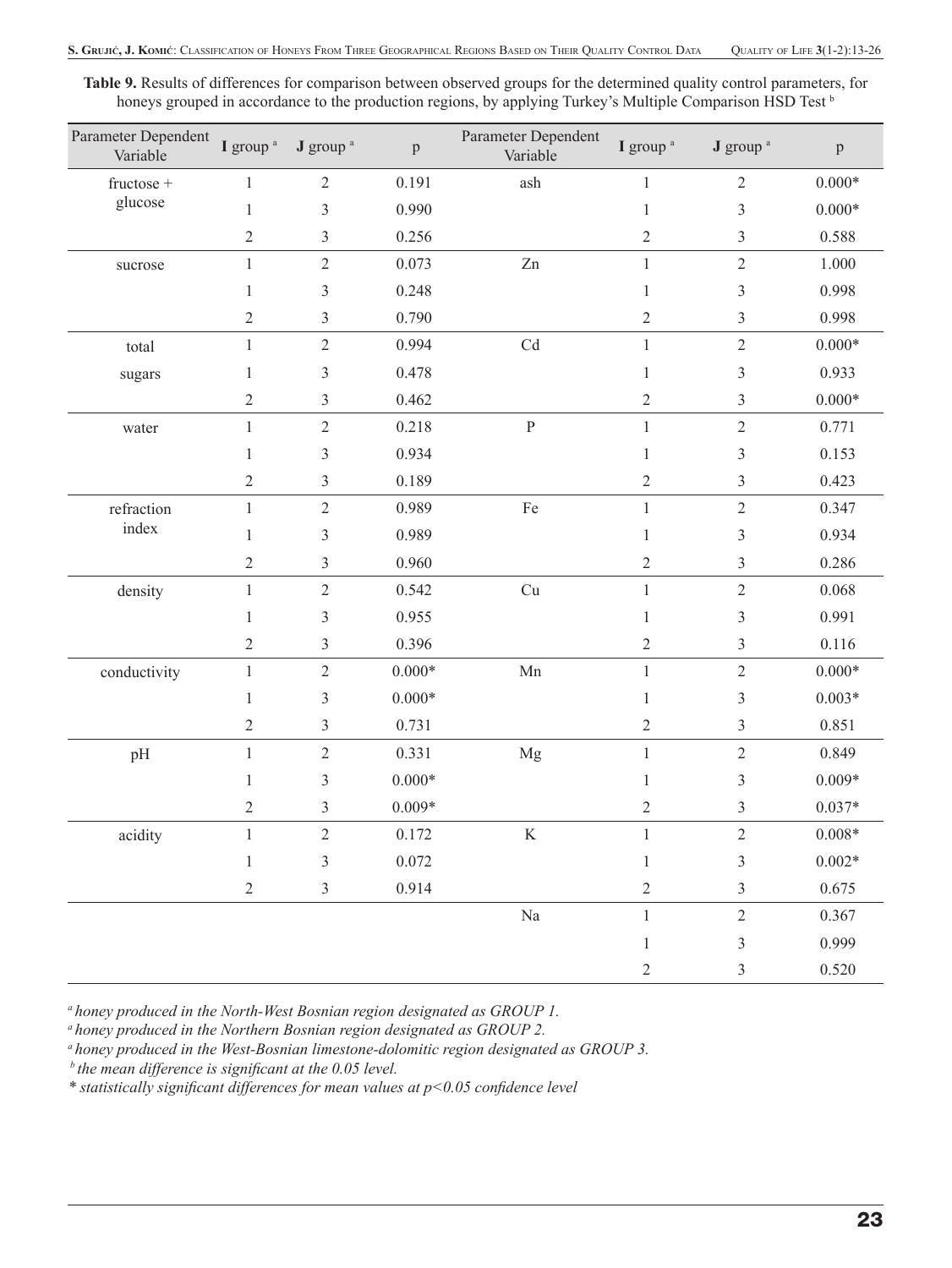**Table 9.** Results of differences for comparison between observed groups for the determined quality control parameters, for honeys grouped in accordance to the production regions, by applying Turkey's Multiple Comparison HSD Test [b]

| Parameter Dependent Variable | I group [a] | J group [a] | p | Parameter Dependent Variable | I group [a] | J group [a] | p |
|---|---|---|---|---|---|---|---|
| fructose + glucose | 1 | 2 | 0.191 | ash | 1 | 2 | 0.000* |
| | 1 | 3 | 0.990 | | 1 | 3 | 0.000* |
| | 2 | 3 | 0.256 | | 2 | 3 | 0.588 |
| sucrose | 1 | 2 | 0.073 | Zn | 1 | 2 | 1.000 |
| | 1 | 3 | 0.248 | | 1 | 3 | 0.998 |
| | 2 | 3 | 0.790 | | 2 | 3 | 0.998 |
| total sugars | 1 | 2 | 0.994 | Cd | 1 | 2 | 0.000* |
| | 1 | 3 | 0.478 | | 1 | 3 | 0.933 |
| | 2 | 3 | 0.462 | | 2 | 3 | 0.000* |
| water | 1 | 2 | 0.218 | P | 1 | 2 | 0.771 |
| | 1 | 3 | 0.934 | | 1 | 3 | 0.153 |
| | 2 | 3 | 0.189 | | 2 | 3 | 0.423 |
| refraction index | 1 | 2 | 0.989 | Fe | 1 | 2 | 0.347 |
| | 1 | 3 | 0.989 | | 1 | 3 | 0.934 |
| | 2 | 3 | 0.960 | | 2 | 3 | 0.286 |
| density | 1 | 2 | 0.542 | Cu | 1 | 2 | 0.068 |
| | 1 | 3 | 0.955 | | 1 | 3 | 0.991 |
| | 2 | 3 | 0.396 | | 2 | 3 | 0.116 |
| conductivity | 1 | 2 | 0.000* | Mn | 1 | 2 | 0.000* |
| | 1 | 3 | 0.000* | | 1 | 3 | 0.003* |
| | 2 | 3 | 0.731 | | 2 | 3 | 0.851 |
| pH | 1 | 2 | 0.331 | Mg | 1 | 2 | 0.849 |
| | 1 | 3 | 0.000* | | 1 | 3 | 0.009* |
| | 2 | 3 | 0.009* | | 2 | 3 | 0.037* |
| acidity | 1 | 2 | 0.172 | K | 1 | 2 | 0.008* |
| | 1 | 3 | 0.072 | | 1 | 3 | 0.002* |
| | 2 | 3 | 0.914 | | 2 | 3 | 0.675 |
| | | | | Na | 1 | 2 | 0.367 |
| | | | | | 1 | 3 | 0.999 |
| | | | | | 2 | 3 | 0.520 |

[a] *honey produced in the North-West Bosnian region designated as GROUP 1.*
[a] *honey produced in the Northern Bosnian region designated as GROUP 2.*
[a] *honey produced in the West-Bosnian limestone-dolomitic region designated as GROUP 3.*
[b] *the mean difference is significant at the 0.05 level.*
*\* statistically significant differences for mean values at p<0.05 confidence level*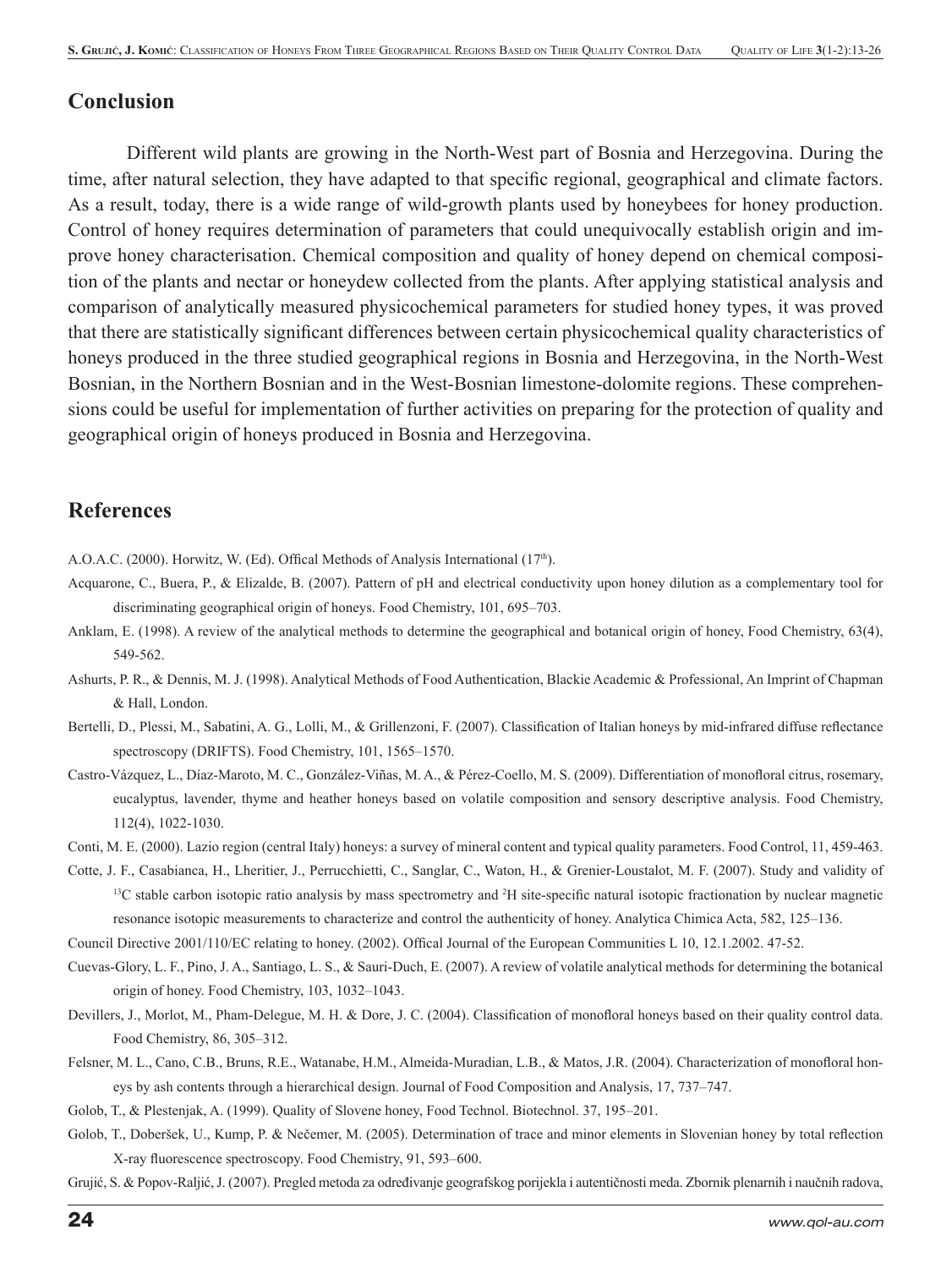## Conclusion

Different wild plants are growing in the North-West part of Bosnia and Herzegovina. During the time, after natural selection, they have adapted to that specific regional, geographical and climate factors. As a result, today, there is a wide range of wild-growth plants used by honeybees for honey production. Control of honey requires determination of parameters that could unequivocally establish origin and improve honey characterisation. Chemical composition and quality of honey depend on chemical composition of the plants and nectar or honeydew collected from the plants. After applying statistical analysis and comparison of analytically measured physicochemical parameters for studied honey types, it was proved that there are statistically significant differences between certain physicochemical quality characteristics of honeys produced in the three studied geographical regions in Bosnia and Herzegovina, in the North-West Bosnian, in the Northern Bosnian and in the West-Bosnian limestone-dolomite regions. These comprehensions could be useful for implementation of further activities on preparing for the protection of quality and geographical origin of honeys produced in Bosnia and Herzegovina.

## References

A.O.A.C. (2000). Horwitz, W. (Ed). Offical Methods of Analysis International (17th).

Acquarone, C., Buera, P., & Elizalde, B. (2007). Pattern of pH and electrical conductivity upon honey dilution as a complementary tool for discriminating geographical origin of honeys. Food Chemistry, 101, 695–703.

Anklam, E. (1998). A review of the analytical methods to determine the geographical and botanical origin of honey, Food Chemistry, 63(4), 549-562.

Ashurts, P. R., & Dennis, M. J. (1998). Analytical Methods of Food Authentication, Blackie Academic & Professional, An Imprint of Chapman & Hall, London.

Bertelli, D., Plessi, M., Sabatini, A. G., Lolli, M., & Grillenzoni, F. (2007). Classification of Italian honeys by mid-infrared diffuse reflectance spectroscopy (DRIFTS). Food Chemistry, 101, 1565–1570.

Castro-Vázquez, L., Díaz-Maroto, M. C., González-Viñas, M. A., & Pérez-Coello, M. S. (2009). Differentiation of monofloral citrus, rosemary, eucalyptus, lavender, thyme and heather honeys based on volatile composition and sensory descriptive analysis. Food Chemistry, 112(4), 1022-1030.

Conti, M. E. (2000). Lazio region (central Italy) honeys: a survey of mineral content and typical quality parameters. Food Control, 11, 459-463.

Cotte, J. F., Casabianca, H., Lheritier, J., Perrucchietti, C., Sanglar, C., Waton, H., & Grenier-Loustalot, M. F. (2007). Study and validity of $^{13}C$ stable carbon isotopic ratio analysis by mass spectrometry and $^{2}H$ site-specific natural isotopic fractionation by nuclear magnetic resonance isotopic measurements to characterize and control the authenticity of honey. Analytica Chimica Acta, 582, 125–136.

Council Directive 2001/110/EC relating to honey. (2002). Offical Journal of the European Communities L 10, 12.1.2002. 47-52.

Cuevas-Glory, L. F., Pino, J. A., Santiago, L. S., & Sauri-Duch, E. (2007). A review of volatile analytical methods for determining the botanical origin of honey. Food Chemistry, 103, 1032–1043.

Devillers, J., Morlot, M., Pham-Delegue, M. H. & Dore, J. C. (2004). Classification of monofloral honeys based on their quality control data. Food Chemistry, 86, 305–312.

Felsner, M. L., Cano, C.B., Bruns, R.E., Watanabe, H.M., Almeida-Muradian, L.B., & Matos, J.R. (2004). Characterization of monofloral honeys by ash contents through a hierarchical design. Journal of Food Composition and Analysis, 17, 737–747.

Golob, T., & Plestenjak, A. (1999). Quality of Slovene honey, Food Technol. Biotechnol. 37, 195–201.

Golob, T., Doberšek, U., Kump, P. & Nečemer, M. (2005). Determination of trace and minor elements in Slovenian honey by total reflection X-ray fluorescence spectroscopy. Food Chemistry, 91, 593–600.

Grujić, S. & Popov-Raljić, J. (2007). Pregled metoda za određivanje geografskog porijekla i autentičnosti meda. Zbornik plenarnih i naučnih radova,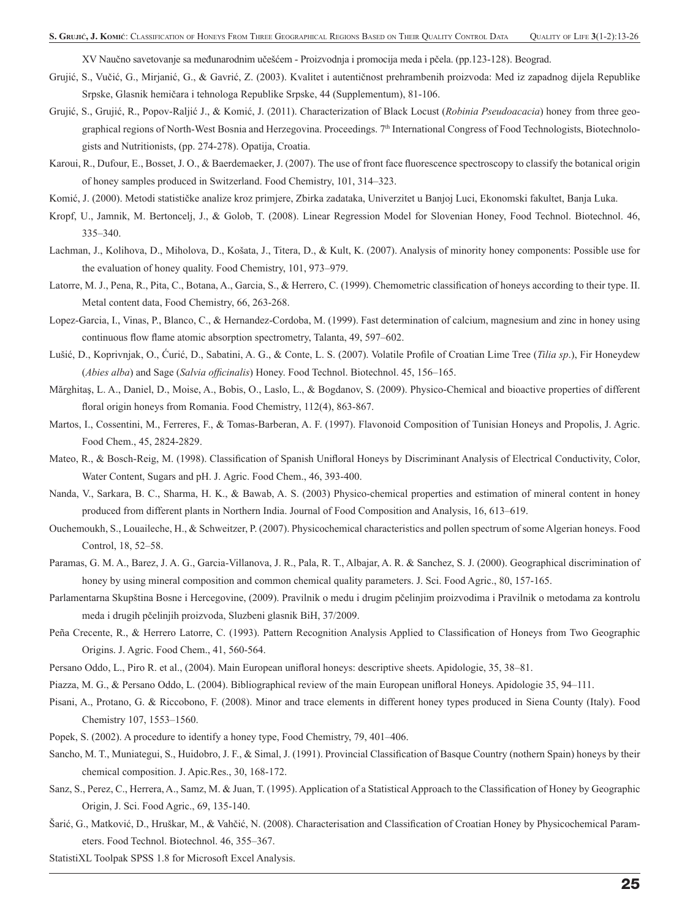XV Naučno savetovanje sa međunarodnim učešćem - Proizvodnja i promocija meda i pčela. (pp.123-128). Beograd.

Grujić, S., Vučić, G., Mirjanić, G., & Gavrić, Z. (2003). Kvalitet i autentičnost prehrambenih proizvoda: Med iz zapadnog dijela Republike Srpske, Glasnik hemičara i tehnologa Republike Srpske, 44 (Supplementum), 81-106.

Grujić, S., Grujić, R., Popov-Raljić J., & Komić, J. (2011). Characterization of Black Locust (*Robinia Pseudoacacia*) honey from three geographical regions of North-West Bosnia and Herzegovina. Proceedings. 7th International Congress of Food Technologists, Biotechnologists and Nutritionists, (pp. 274-278). Opatija, Croatia.

Karoui, R., Dufour, E., Bosset, J. O., & Baerdemaeker, J. (2007). The use of front face fluorescence spectroscopy to classify the botanical origin of honey samples produced in Switzerland. Food Chemistry, 101, 314–323.

Komić, J. (2000). Metodi statističke analize kroz primjere, Zbirka zadataka, Univerzitet u Banjoj Luci, Ekonomski fakultet, Banja Luka.

Kropf, U., Jamnik, M. Bertoncelj, J., & Golob, T. (2008). Linear Regression Model for Slovenian Honey, Food Technol. Biotechnol. 46, 335–340.

Lachman, J., Kolihova, D., Miholova, D., Košata, J., Titera, D., & Kult, K. (2007). Analysis of minority honey components: Possible use for the evaluation of honey quality. Food Chemistry, 101, 973–979.

Latorre, M. J., Pena, R., Pita, C., Botana, A., Garcia, S., & Herrero, C. (1999). Chemometric classification of honeys according to their type. II. Metal content data, Food Chemistry, 66, 263-268.

Lopez-Garcia, I., Vinas, P., Blanco, C., & Hernandez-Cordoba, M. (1999). Fast determination of calcium, magnesium and zinc in honey using continuous flow flame atomic absorption spectrometry, Talanta, 49, 597–602.

Lušić, D., Koprivnjak, O., Ćurić, D., Sabatini, A. G., & Conte, L. S. (2007). Volatile Profile of Croatian Lime Tree (*Tilia sp.*), Fir Honeydew (*Abies alba*) and Sage (*Salvia officinalis*) Honey. Food Technol. Biotechnol. 45, 156–165.

Mărghitaş, L. A., Daniel, D., Moise, A., Bobis, O., Laslo, L., & Bogdanov, S. (2009). Physico-Chemical and bioactive properties of different floral origin honeys from Romania. Food Chemistry, 112(4), 863-867.

Martos, I., Cossentini, M., Ferreres, F., & Tomas-Barberan, A. F. (1997). Flavonoid Composition of Tunisian Honeys and Propolis, J. Agric. Food Chem., 45, 2824-2829.

Mateo, R., & Bosch-Reig, M. (1998). Classification of Spanish Unifloral Honeys by Discriminant Analysis of Electrical Conductivity, Color, Water Content, Sugars and pH. J. Agric. Food Chem., 46, 393-400.

Nanda, V., Sarkara, B. C., Sharma, H. K., & Bawab, A. S. (2003) Physico-chemical properties and estimation of mineral content in honey produced from different plants in Northern India. Journal of Food Composition and Analysis, 16, 613–619.

Ouchemoukh, S., Louaileche, H., & Schweitzer, P. (2007). Physicochemical characteristics and pollen spectrum of some Algerian honeys. Food Control, 18, 52–58.

Paramas, G. M. A., Barez, J. A. G., Garcia-Villanova, J. R., Pala, R. T., Albajar, A. R. & Sanchez, S. J. (2000). Geographical discrimination of honey by using mineral composition and common chemical quality parameters. J. Sci. Food Agric., 80, 157-165.

Parlamentarna Skupština Bosne i Hercegovine, (2009). Pravilnik o medu i drugim pčelinjim proizvodima i Pravilnik o metodama za kontrolu meda i drugih pčelinjih proizvoda, Sluzbeni glasnik BiH, 37/2009.

Peña Crecente, R., & Herrero Latorre, C. (1993). Pattern Recognition Analysis Applied to Classification of Honeys from Two Geographic Origins. J. Agric. Food Chem., 41, 560-564.

Persano Oddo, L., Piro R. et al., (2004). Main European unifloral honeys: descriptive sheets. Apidologie, 35, 38–81.

Piazza, M. G., & Persano Oddo, L. (2004). Bibliographical review of the main European unifloral Honeys. Apidologie 35, 94–111.

Pisani, A., Protano, G. & Riccobono, F. (2008). Minor and trace elements in different honey types produced in Siena County (Italy). Food Chemistry 107, 1553–1560.

Popek, S. (2002). A procedure to identify a honey type, Food Chemistry, 79, 401–406.

Sancho, M. T., Muniategui, S., Huidobro, J. F., & Simal, J. (1991). Provincial Classification of Basque Country (nothern Spain) honeys by their chemical composition. J. Apic.Res., 30, 168-172.

Sanz, S., Perez, C., Herrera, A., Samz, M. & Juan, T. (1995). Application of a Statistical Approach to the Classification of Honey by Geographic Origin, J. Sci. Food Agric., 69, 135-140.

Šarić, G., Matković, D., Hruškar, M., & Vahčić, N. (2008). Characterisation and Classification of Croatian Honey by Physicochemical Parameters. Food Technol. Biotechnol. 46, 355–367.

StatistiXL Toolpak SPSS 1.8 for Microsoft Excel Analysis.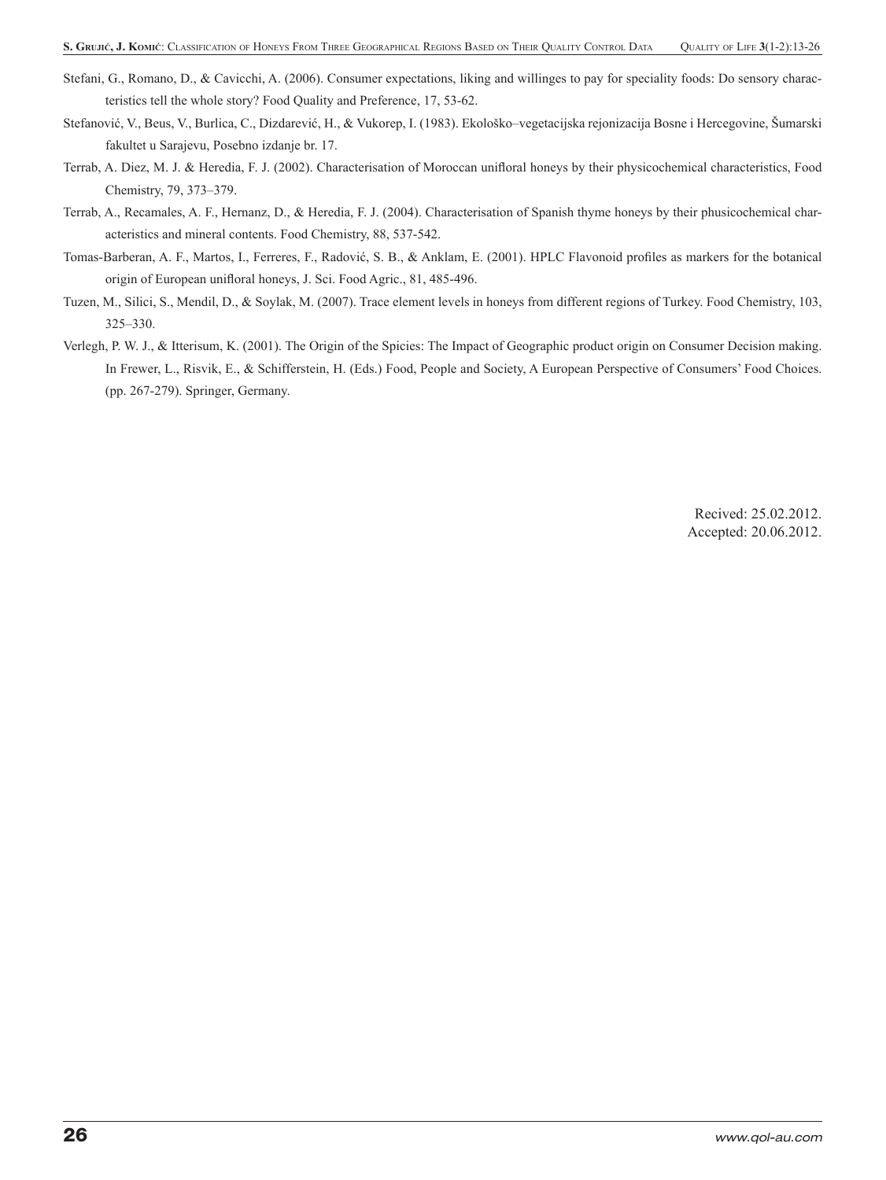Stefani, G., Romano, D., & Cavicchi, A. (2006). Consumer expectations, liking and willinges to pay for speciality foods: Do sensory characteristics tell the whole story? Food Quality and Preference, 17, 53-62.

Stefanović, V., Beus, V., Burlica, C., Dizdarević, H., & Vukorep, I. (1983). Ekološko–vegetacijska rejonizacija Bosne i Hercegovine, Šumarski fakultet u Sarajevu, Posebno izdanje br. 17.

Terrab, A. Diez, M. J. & Heredia, F. J. (2002). Characterisation of Moroccan unifloral honeys by their physicochemical characteristics, Food Chemistry, 79, 373–379.

Terrab, A., Recamales, A. F., Hernanz, D., & Heredia, F. J. (2004). Characterisation of Spanish thyme honeys by their phusicochemical characteristics and mineral contents. Food Chemistry, 88, 537-542.

Tomas-Barberan, A. F., Martos, I., Ferreres, F., Radović, S. B., & Anklam, E. (2001). HPLC Flavonoid profiles as markers for the botanical origin of European unifloral honeys, J. Sci. Food Agric., 81, 485-496.

Tuzen, M., Silici, S., Mendil, D., & Soylak, M. (2007). Trace element levels in honeys from different regions of Turkey. Food Chemistry, 103, 325–330.

Verlegh, P. W. J., & Itterisum, K. (2001). The Origin of the Spicies: The Impact of Geographic product origin on Consumer Decision making. In Frewer, L., Risvik, E., & Schifferstein, H. (Eds.) Food, People and Society, A European Perspective of Consumers' Food Choices. (pp. 267-279). Springer, Germany.

Recived: 25.02.2012.
Accepted: 20.06.2012.